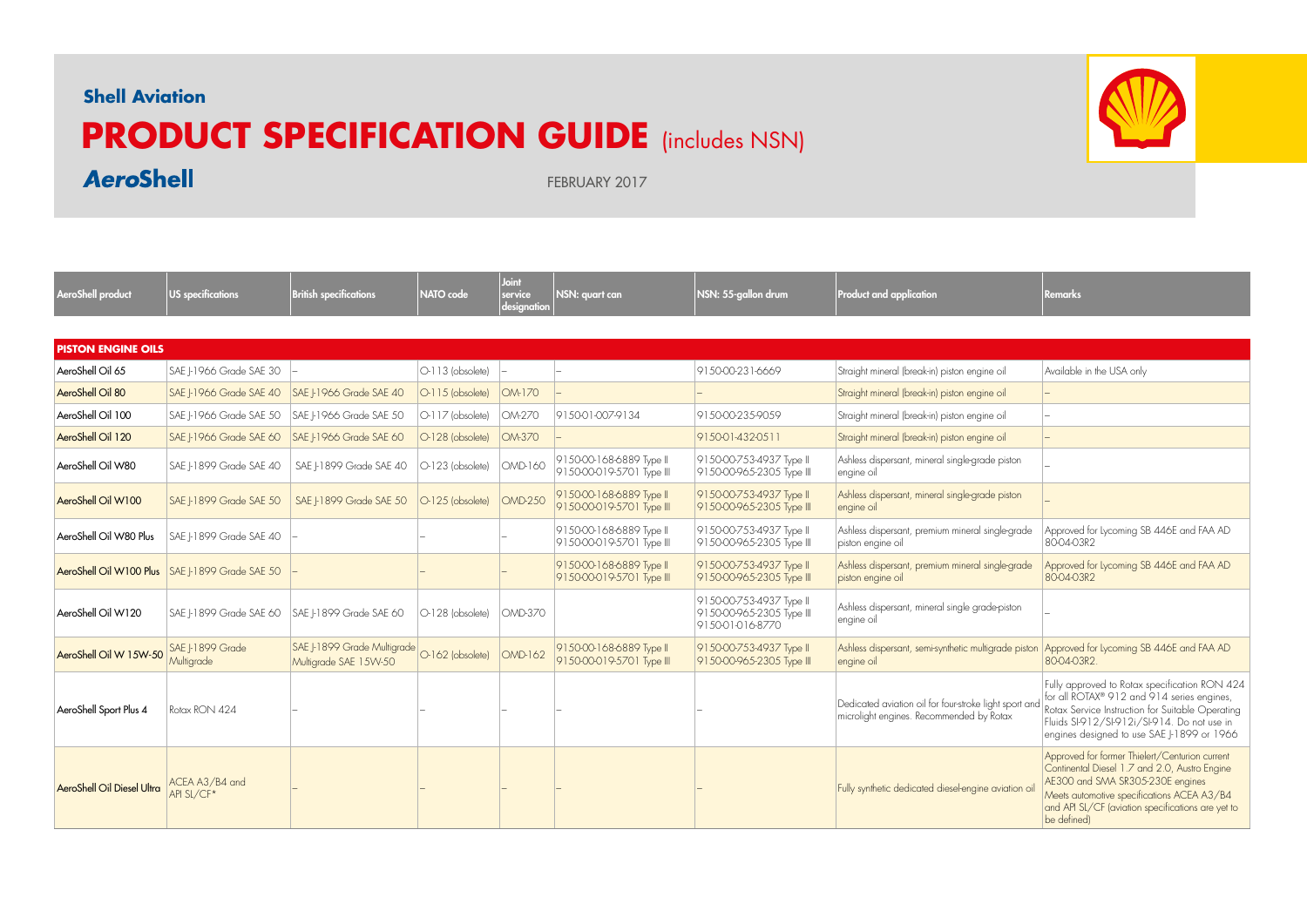**Shell Aviation**

# PRODUCT SPECIFICATION GUIDE (includes NSN)

***AeroShell***

FEBRUARY 2017

| AeroShell product | US specifications | British specifications | NATO code | Joint service designation | NSN: quart can | NSN: 55-gallon drum | Product and application | Remarks |
|---|---|---|---|---|---|---|---|---|
| **PISTON ENGINE OILS** | | | | | | | | |
| AeroShell Oil 65 | SAE J-1966 Grade SAE 30 | – | O-113 (obsolete) | – | – | 9150-00-231-6669 | Straight mineral (break-in) piston engine oil | Available in the USA only |
| AeroShell Oil 80 | SAE J-1966 Grade SAE 40 | SAE J-1966 Grade SAE 40 | O-115 (obsolete) | OM-170 | – | – | Straight mineral (break-in) piston engine oil | – |
| AeroShell Oil 100 | SAE J-1966 Grade SAE 50 | SAE J-1966 Grade SAE 50 | O-117 (obsolete) | OM-270 | 9150-01-007-9134 | 9150-00-235-9059 | Straight mineral (break-in) piston engine oil | – |
| AeroShell Oil 120 | SAE J-1966 Grade SAE 60 | SAE J-1966 Grade SAE 60 | O-128 (obsolete) | OM-370 | – | 9150-01-432-0511 | Straight mineral (break-in) piston engine oil | – |
| AeroShell Oil W80 | SAE J-1899 Grade SAE 40 | SAE J-1899 Grade SAE 40 | O-123 (obsolete) | OMD-160 | 9150-00-168-6889 Type II 9150-00-019-5701 Type III | 9150-00-753-4937 Type II 9150-00-965-2305 Type III | Ashless dispersant, mineral single-grade piston engine oil | – |
| AeroShell Oil W100 | SAE J-1899 Grade SAE 50 | SAE J-1899 Grade SAE 50 | O-125 (obsolete) | OMD-250 | 9150-00-168-6889 Type II 9150-00-019-5701 Type III | 9150-00-753-4937 Type II 9150-00-965-2305 Type III | Ashless dispersant, mineral single-grade piston engine oil | – |
| AeroShell Oil W80 Plus | SAE J-1899 Grade SAE 40 | – | – | – | 9150-00-168-6889 Type II 9150-00-019-5701 Type III | 9150-00-753-4937 Type II 9150-00-965-2305 Type III | Ashless dispersant, premium mineral single-grade piston engine oil | Approved for Lycoming SB 446E and FAA AD 80-04-03R2 |
| AeroShell Oil W100 Plus | SAE J-1899 Grade SAE 50 | – | – | – | 9150-00-168-6889 Type II 9150-00-019-5701 Type III | 9150-00-753-4937 Type II 9150-00-965-2305 Type III | Ashless dispersant, premium mineral single-grade piston engine oil | Approved for Lycoming SB 446E and FAA AD 80-04-03R2 |
| AeroShell Oil W120 | SAE J-1899 Grade SAE 60 | SAE J-1899 Grade SAE 60 | O-128 (obsolete) | OMD-370 | | 9150-00-753-4937 Type II 9150-00-965-2305 Type III 9150-01-016-8770 | Ashless dispersant, mineral single grade-piston engine oil | – |
| AeroShell Oil W 15W-50 | SAE J-1899 Grade Multigrade | SAE J-1899 Grade Multigrade Multigrade SAE 15W-50 | O-162 (obsolete) | OMD-162 | 9150-00-168-6889 Type II 9150-00-019-5701 Type III | 9150-00-753-4937 Type II 9150-00-965-2305 Type III | Ashless dispersant, semi-synthetic multigrade piston engine oil | Approved for Lycoming SB 446E and FAA AD 80-04-03R2. |
| AeroShell Sport Plus 4 | Rotax RON 424 | – | – | – | – | – | Dedicated aviation oil for four-stroke light sport and microlight engines. Recommended by Rotax | Fully approved to Rotax specification RON 424 for all ROTAX® 912 and 914 series engines, Rotax Service Instruction for Suitable Operating Fluids SI-912/SI-912i/SI-914. Do not use in engines designed to use SAE J-1899 or 1966 |
| AeroShell Oil Diesel Ultra | ACEA A3/B4 and API SL/CF* | – | – | – | – | – | Fully synthetic dedicated diesel-engine aviation oil | Approved for former Thielert/Centurion current Continental Diesel 1.7 and 2.0, Austro Engine AE300 and SMA SR305-230E engines Meets automotive specifications ACEA A3/B4 and API SL/CF (aviation specifications are yet to be defined) |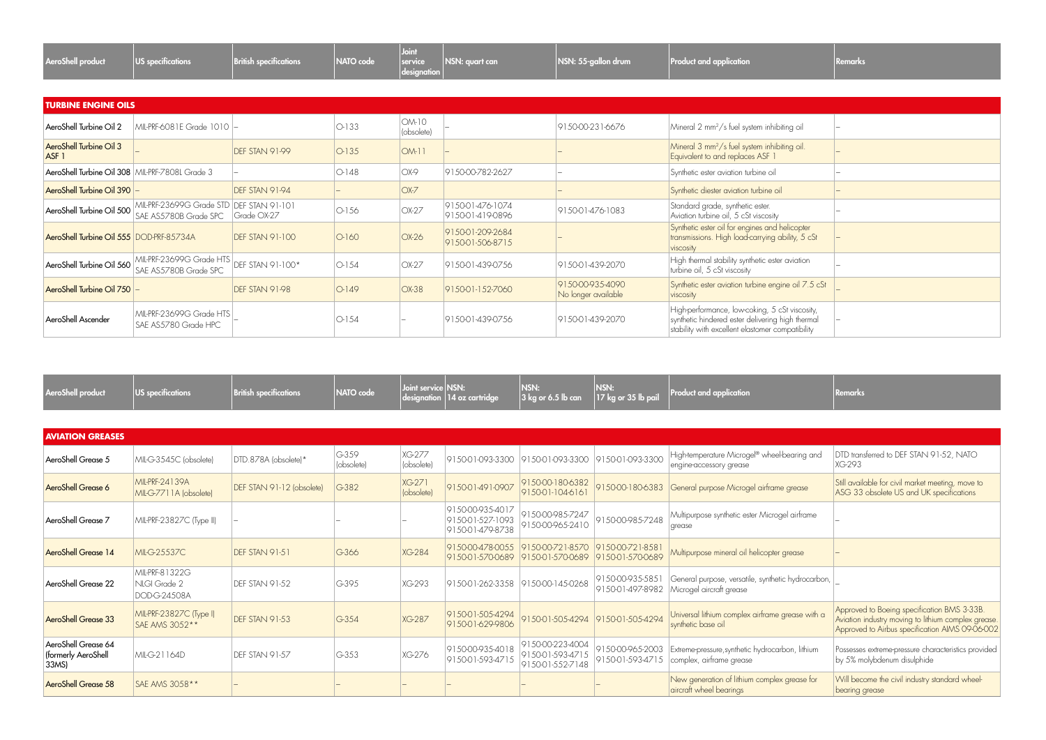| AeroShell product | US specifications | British specifications | NATO code | Joint service designation | NSN: quart can | NSN: 55-gallon drum | Product and application | Remarks |
|---|---|---|---|---|---|---|---|---|
| **TURBINE ENGINE OILS** | | | | | | | | |
| AeroShell Turbine Oil 2 | MIL-PRF-6081E Grade 1010 | – | O-133 | OM-10 (obsolete) | – | 9150-00-231-6676 | Mineral 2 mm²/s fuel system inhibiting oil | – |
| AeroShell Turbine Oil 3 ASF 1 | – | DEF STAN 91-99 | O-135 | OM-11 | – | – | Mineral 3 mm²/s fuel system inhibiting oil. Equivalent to and replaces ASF 1 | – |
| AeroShell Turbine Oil 308 | MIL-PRF-7808L Grade 3 | – | O-148 | OX-9 | 9150-00-782-2627 | – | Synthetic ester aviation turbine oil | – |
| AeroShell Turbine Oil 390 | – | DEF STAN 91-94 | – | OX-7 | | – | Synthetic diester aviation turbine oil | – |
| AeroShell Turbine Oil 500 | MIL-PRF-23699G Grade STD SAE AS5780B Grade SPC | DEF STAN 91-101 Grade OX-27 | O-156 | OX-27 | 9150-01-476-1074 9150-01-419-0896 | 9150-01-476-1083 | Standard grade, synthetic ester. Aviation turbine oil, 5 cSt viscosity | – |
| AeroShell Turbine Oil 555 | DOD-PRF-85734A | DEF STAN 91-100 | O-160 | OX-26 | 9150-01-209-2684 9150-01-506-8715 | – | Synthetic ester oil for engines and helicopter transmissions. High load-carrying ability, 5 cSt viscosity | – |
| AeroShell Turbine Oil 560 | MIL-PRF-23699G Grade HTS SAE AS5780B Grade SPC | DEF STAN 91-100* | O-154 | OX-27 | 9150-01-439-0756 | 9150-01-439-2070 | High thermal stability synthetic ester aviation turbine oil, 5 cSt viscosity | – |
| AeroShell Turbine Oil 750 | – | DEF STAN 91-98 | O-149 | OX-38 | 9150-01-152-7060 | 9150-00-935-4090 No longer available | Synthetic ester aviation turbine engine oil 7.5 cSt viscosity | – |
| AeroShell Ascender | MIL-PRF-23699G Grade HTS SAE AS5780 Grade HPC | – | O-154 | – | 9150-01-439-0756 | 9150-01-439-2070 | High-performance, low-coking, 5 cSt viscosity, synthetic hindered ester delivering high thermal stability with excellent elastomer compatibility | – |

| AeroShell product | US specifications | British specifications | NATO code | Joint service designation | NSN: 14 oz cartridge | NSN: 3 kg or 6.5 lb can | NSN: 17 kg or 35 lb pail | Product and application | Remarks |
|---|---|---|---|---|---|---|---|---|---|
| **AVIATION GREASES** | | | | | | | | | |
| AeroShell Grease 5 | MIL-G-3545C (obsolete) | DTD.878A (obsolete)* | G-359 (obsolete) | XG-277 (obsolete) | 9150-01-093-3300 | 9150-01-093-3300 | 9150-01-093-3300 | High-temperature Microgel® wheel-bearing and engine-accessory grease | DTD transferred to DEF STAN 91-52, NATO XG-293 |
| AeroShell Grease 6 | MIL-PRF-24139A MIL-G-7711A (obsolete) | DEF STAN 91-12 (obsolete) | G-382 | XG-271 (obsolete) | 9150-01-491-0907 | 9150-00-180-6382 9150-01-104-6161 | 9150-00-180-6383 | General purpose Microgel airframe grease | Still available for civil market meeting, move to ASG 33 obsolete US and UK specifications |
| AeroShell Grease 7 | MIL-PRF-23827C (Type II) | – | – | – | 9150-00-935-4017 9150-01-527-1093 9150-01-479-8738 | 9150-00-985-7247 9150-00-965-2410 | 9150-00-985-7248 | Multipurpose synthetic ester Microgel airframe grease | – |
| AeroShell Grease 14 | MIL-G-25537C | DEF STAN 91-51 | G-366 | XG-284 | 9150-00-478-0055 9150-01-570-0689 | 9150-00-721-8570 9150-01-570-0689 | 9150-00-721-8581 9150-01-570-0689 | Multipurpose mineral oil helicopter grease | – |
| AeroShell Grease 22 | MIL-PRF-81322G NLGI Grade 2 DOD-G-24508A | DEF STAN 91-52 | G-395 | XG-293 | 9150-01-262-3358 | 9150-00-145-0268 | 9150-00-935-5851 9150-01-497-8982 | General purpose, versatile, synthetic hydrocarbon, Microgel aircraft grease | – |
| AeroShell Grease 33 | MIL-PRF-23827C (Type I) SAE AMS 3052** | DEF STAN 91-53 | G-354 | XG-287 | 9150-01-505-4294 9150-01-629-9806 | 9150-01-505-4294 | 9150-01-505-4294 | Universal lithium complex airframe grease with a synthetic base oil | Approved to Boeing specification BMS 3-33B. Aviation industry moving to lithium complex grease. Approved to Airbus specification AIMS 09-06-002 |
| AeroShell Grease 64 (formerly AeroShell 33MS) | MIL-G-21164D | DEF STAN 91-57 | G-353 | XG-276 | 9150-00-935-4018 9150-01-593-4715 | 9150-00-223-4004 9150-01-593-4715 9150-01-552-7148 | 9150-00-965-2003 9150-01-593-4715 | Extreme-pressure, synthetic hydrocarbon, lithium complex, airframe grease | Possesses extreme-pressure characteristics provided by 5% molybdenum disulphide |
| AeroShell Grease 58 | SAE AMS 3058** | – | – | – | – | – | – | New generation of lithium complex grease for aircraft wheel bearings | Will become the civil industry standard wheel-bearing grease |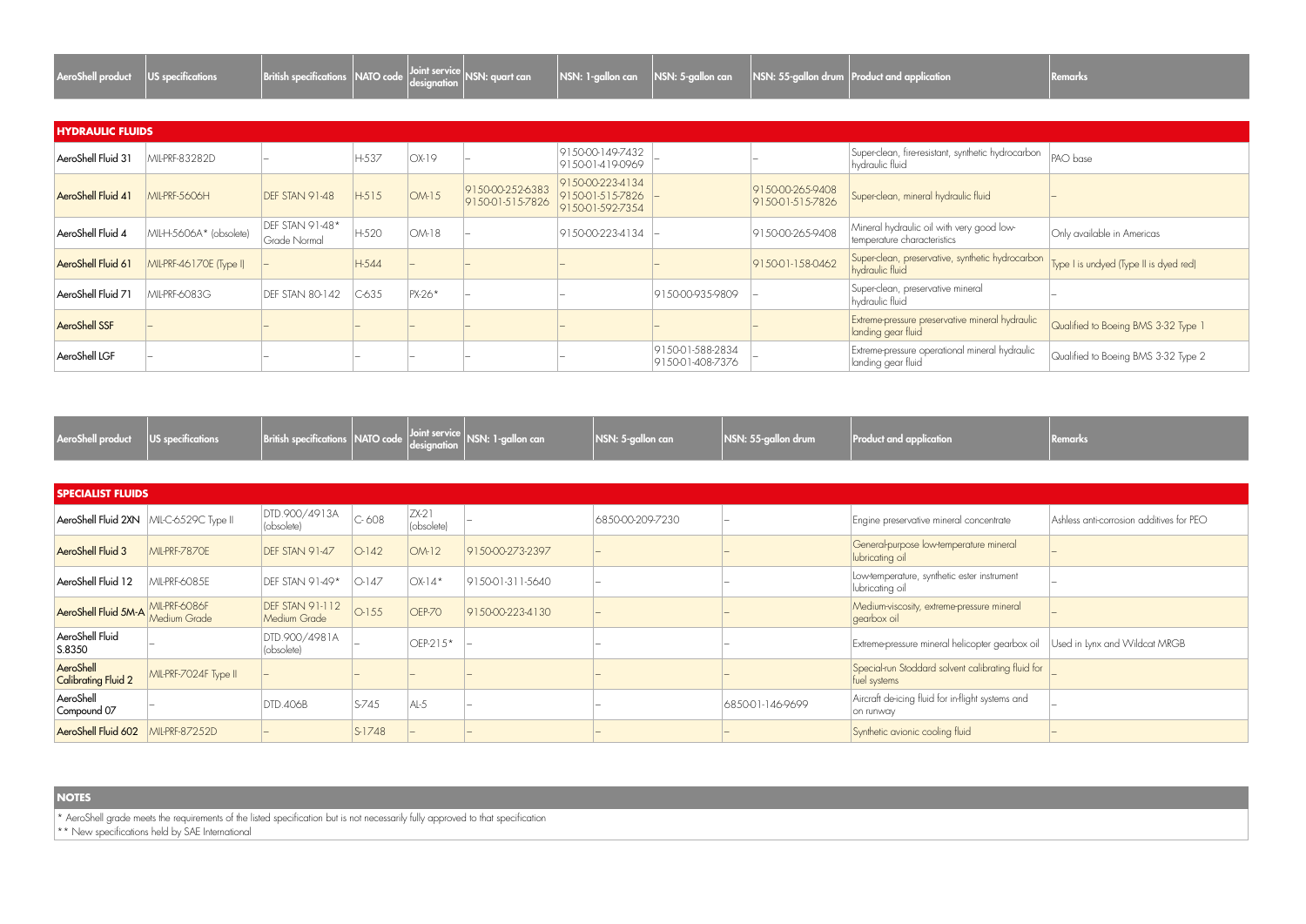| AeroShell product | US specifications | British specifications | NATO code | Joint service designation | NSN: quart can | NSN: 1-gallon can | NSN: 5-gallon can | NSN: 55-gallon drum | Product and application | Remarks |
|---|---|---|---|---|---|---|---|---|---|---|
| **HYDRAULIC FLUIDS** | | | | | | | | | | |
| AeroShell Fluid 31 | MIL-PRF-83282D | – | H-537 | OX-19 | – | 9150-00-149-7432<br>9150-01-419-0969 | – | – | Super-clean, fire-resistant, synthetic hydrocarbon hydraulic fluid | PAO base |
| AeroShell Fluid 41 | MIL-PRF-5606H | DEF STAN 91-48 | H-515 | OM-15 | 9150-00-252-6383<br>9150-01-515-7826 | 9150-00-223-4134<br>9150-01-515-7826<br>9150-01-592-7354 | – | 9150-00-265-9408<br>9150-01-515-7826 | Super-clean, mineral hydraulic fluid | – |
| AeroShell Fluid 4 | MIL-H-5606A* (obsolete) | DEF STAN 91-48* Grade Normal | H-520 | OM-18 | – | 9150-00-223-4134 | – | 9150-00-265-9408 | Mineral hydraulic oil with very good low-temperature characteristics | Only available in Americas |
| AeroShell Fluid 61 | MIL-PRF-46170E (Type I) | – | H-544 | – | – | – | – | 9150-01-158-0462 | Super-clean, preservative, synthetic hydrocarbon hydraulic fluid | Type I is undyed (Type II is dyed red) |
| AeroShell Fluid 71 | MIL-PRF-6083G | DEF STAN 80-142 | C-635 | PX-26* | – | – | 9150-00-935-9809 | – | Super-clean, preservative mineral hydraulic fluid | – |
| AeroShell SSF | – | – | – | – | – | – | – | – | Extreme-pressure preservative mineral hydraulic landing gear fluid | Qualified to Boeing BMS 3-32 Type 1 |
| AeroShell LGF | – | – | – | – | – | – | 9150-01-588-2834<br>9150-01-408-7376 | – | Extreme-pressure operational mineral hydraulic landing gear fluid | Qualified to Boeing BMS 3-32 Type 2 |

| AeroShell product | US specifications | British specifications | NATO code | Joint service designation | NSN: 1-gallon can | NSN: 5-gallon can | NSN: 55-gallon drum | Product and application | Remarks |
|---|---|---|---|---|---|---|---|---|---|
| **SPECIALIST FLUIDS** | | | | | | | | | |
| AeroShell Fluid 2XN | MIL-C-6529C Type II | DTD.900/4913A (obsolete) | C- 608 | ZX-21 (obsolete) | – | 6850-00-209-7230 | – | Engine preservative mineral concentrate | Ashless anti-corrosion additives for PEO |
| AeroShell Fluid 3 | MIL-PRF-7870E | DEF STAN 91-47 | O-142 | OM-12 | 9150-00-273-2397 | – | – | General-purpose low-temperature mineral lubricating oil | – |
| AeroShell Fluid 12 | MIL-PRF-6085E | DEF STAN 91-49* | O-147 | OX-14* | 9150-01-311-5640 | – | – | Low-temperature, synthetic ester instrument lubricating oil | – |
| AeroShell Fluid 5M-A | MIL-PRF-6086F Medium Grade | DEF STAN 91-112 Medium Grade | O-155 | OEP-70 | 9150-00-223-4130 | – | – | Medium-viscosity, extreme-pressure mineral gearbox oil | – |
| AeroShell Fluid S.8350 | – | DTD.900/4981A (obsolete) | – | OEP-215* | – | – | – | Extreme-pressure mineral helicopter gearbox oil | Used in Lynx and Wildcat MRGB |
| AeroShell Calibrating Fluid 2 | MIL-PRF-7024F Type II | – | – | – | – | – | – | Special-run Stoddard solvent calibrating fluid for fuel systems | – |
| AeroShell Compound 07 | – | DTD.406B | S-745 | AL-5 | – | – | 6850-01-146-9699 | Aircraft de-icing fluid for in-flight systems and on runway | – |
| AeroShell Fluid 602 | MIL-PRF-87252D | – | S-1748 | – | – | – | – | Synthetic avionic cooling fluid | – |

**NOTES**

* AeroShell grade meets the requirements of the listed specification but is not necessarily fully approved to that specification

** New specifications held by SAE International